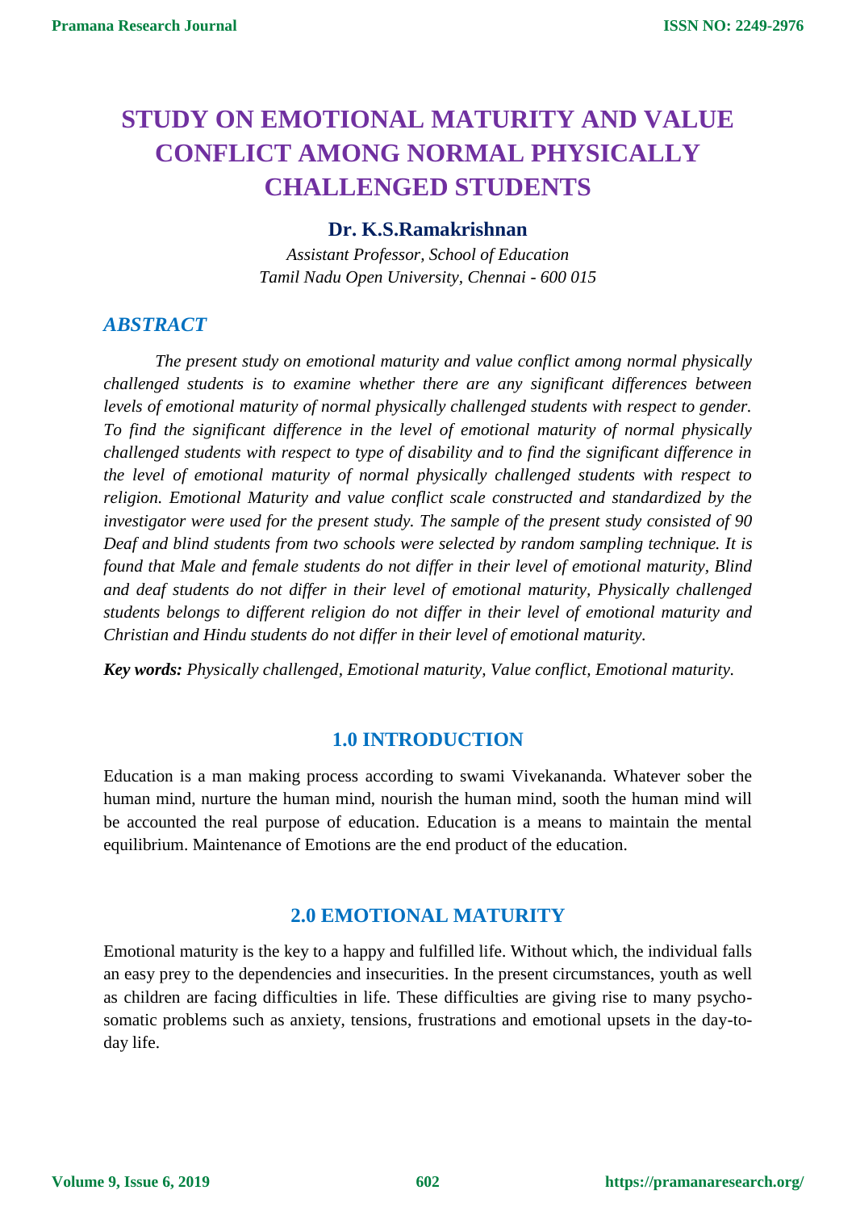# STUDY ON EMOTIONAL MATURITY AND VALUE CONFLICT AMONG NORMAL PHYSICALLY CHALLENGED STUDENTS

**Dr. K.S.Ramakrishnan**

*Assistant Professor, School of Education*
*Tamil Nadu Open University, Chennai - 600 015*

## *ABSTRACT*

*The present study on emotional maturity and value conflict among normal physically challenged students is to examine whether there are any significant differences between levels of emotional maturity of normal physically challenged students with respect to gender. To find the significant difference in the level of emotional maturity of normal physically challenged students with respect to type of disability and to find the significant difference in the level of emotional maturity of normal physically challenged students with respect to religion. Emotional Maturity and value conflict scale constructed and standardized by the investigator were used for the present study. The sample of the present study consisted of 90 Deaf and blind students from two schools were selected by random sampling technique. It is found that Male and female students do not differ in their level of emotional maturity, Blind and deaf students do not differ in their level of emotional maturity, Physically challenged students belongs to different religion do not differ in their level of emotional maturity and Christian and Hindu students do not differ in their level of emotional maturity.*

***Key words:*** *Physically challenged, Emotional maturity, Value conflict, Emotional maturity.*

## 1.0 INTRODUCTION

Education is a man making process according to swami Vivekananda. Whatever sober the human mind, nurture the human mind, nourish the human mind, sooth the human mind will be accounted the real purpose of education. Education is a means to maintain the mental equilibrium. Maintenance of Emotions are the end product of the education.

## 2.0 EMOTIONAL MATURITY

Emotional maturity is the key to a happy and fulfilled life. Without which, the individual falls an easy prey to the dependencies and insecurities. In the present circumstances, youth as well as children are facing difficulties in life. These difficulties are giving rise to many psycho-somatic problems such as anxiety, tensions, frustrations and emotional upsets in the day-to-day life.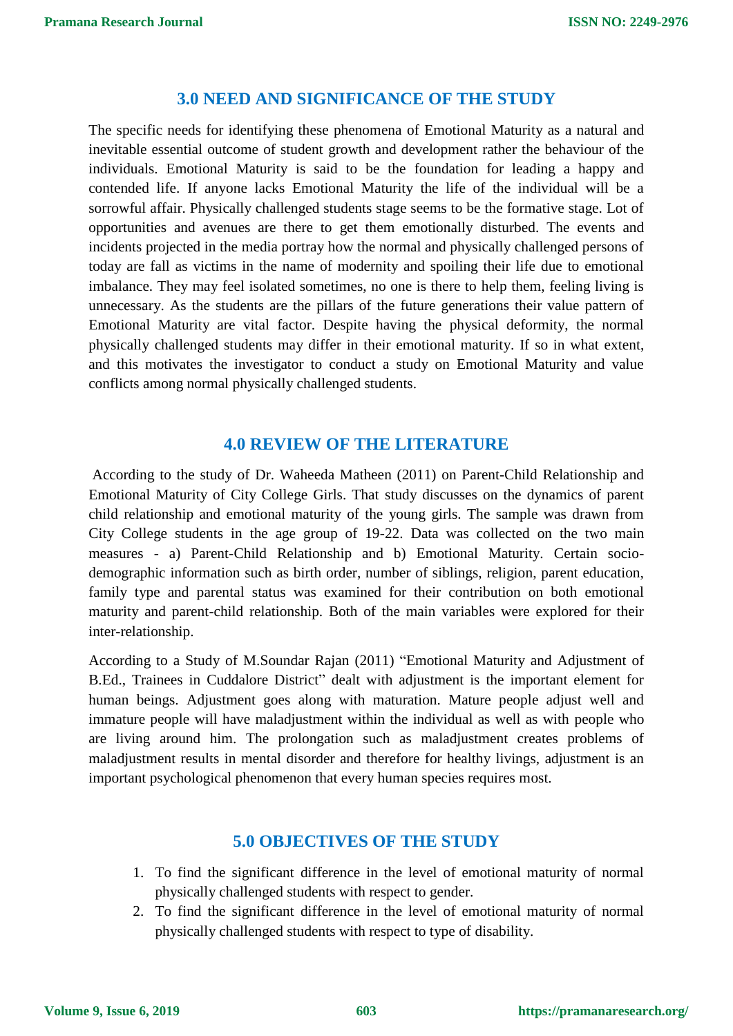## 3.0 NEED AND SIGNIFICANCE OF THE STUDY

The specific needs for identifying these phenomena of Emotional Maturity as a natural and inevitable essential outcome of student growth and development rather the behaviour of the individuals. Emotional Maturity is said to be the foundation for leading a happy and contended life. If anyone lacks Emotional Maturity the life of the individual will be a sorrowful affair. Physically challenged students stage seems to be the formative stage. Lot of opportunities and avenues are there to get them emotionally disturbed. The events and incidents projected in the media portray how the normal and physically challenged persons of today are fall as victims in the name of modernity and spoiling their life due to emotional imbalance. They may feel isolated sometimes, no one is there to help them, feeling living is unnecessary. As the students are the pillars of the future generations their value pattern of Emotional Maturity are vital factor. Despite having the physical deformity, the normal physically challenged students may differ in their emotional maturity. If so in what extent, and this motivates the investigator to conduct a study on Emotional Maturity and value conflicts among normal physically challenged students.

## 4.0 REVIEW OF THE LITERATURE

According to the study of Dr. Waheeda Matheen (2011) on Parent-Child Relationship and Emotional Maturity of City College Girls. That study discusses on the dynamics of parent child relationship and emotional maturity of the young girls. The sample was drawn from City College students in the age group of 19-22. Data was collected on the two main measures - a) Parent-Child Relationship and b) Emotional Maturity. Certain socio-demographic information such as birth order, number of siblings, religion, parent education, family type and parental status was examined for their contribution on both emotional maturity and parent-child relationship. Both of the main variables were explored for their inter-relationship.

According to a Study of M.Soundar Rajan (2011) "Emotional Maturity and Adjustment of B.Ed., Trainees in Cuddalore District" dealt with adjustment is the important element for human beings. Adjustment goes along with maturation. Mature people adjust well and immature people will have maladjustment within the individual as well as with people who are living around him. The prolongation such as maladjustment creates problems of maladjustment results in mental disorder and therefore for healthy livings, adjustment is an important psychological phenomenon that every human species requires most.

## 5.0 OBJECTIVES OF THE STUDY

1. To find the significant difference in the level of emotional maturity of normal physically challenged students with respect to gender.
2. To find the significant difference in the level of emotional maturity of normal physically challenged students with respect to type of disability.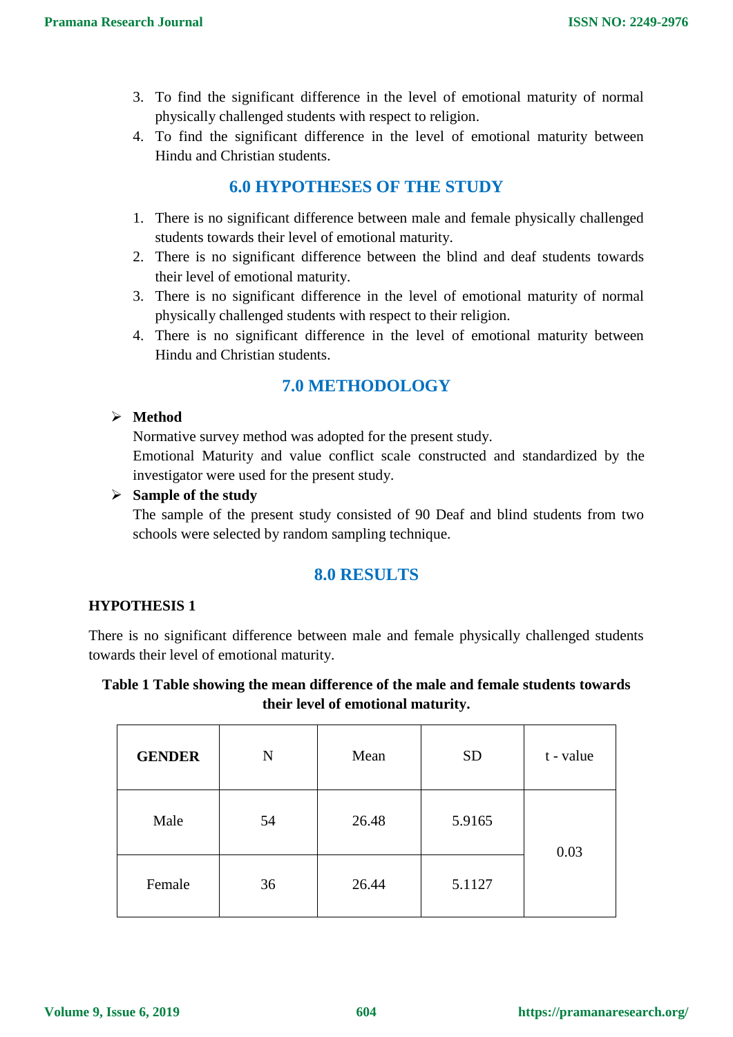3. To find the significant difference in the level of emotional maturity of normal physically challenged students with respect to religion.
4. To find the significant difference in the level of emotional maturity between Hindu and Christian students.

## 6.0 HYPOTHESES OF THE STUDY

1. There is no significant difference between male and female physically challenged students towards their level of emotional maturity.
2. There is no significant difference between the blind and deaf students towards their level of emotional maturity.
3. There is no significant difference in the level of emotional maturity of normal physically challenged students with respect to their religion.
4. There is no significant difference in the level of emotional maturity between Hindu and Christian students.

## 7.0 METHODOLOGY

- **Method**

  Normative survey method was adopted for the present study.

  Emotional Maturity and value conflict scale constructed and standardized by the investigator were used for the present study.

- **Sample of the study**

  The sample of the present study consisted of 90 Deaf and blind students from two schools were selected by random sampling technique.

## 8.0 RESULTS

**HYPOTHESIS 1**

There is no significant difference between male and female physically challenged students towards their level of emotional maturity.

**Table 1 Table showing the mean difference of the male and female students towards their level of emotional maturity.**

| GENDER | N | Mean | SD | t - value |
|---|---|---|---|---|
| Male | 54 | 26.48 | 5.9165 | 0.03 |
| Female | 36 | 26.44 | 5.1127 | |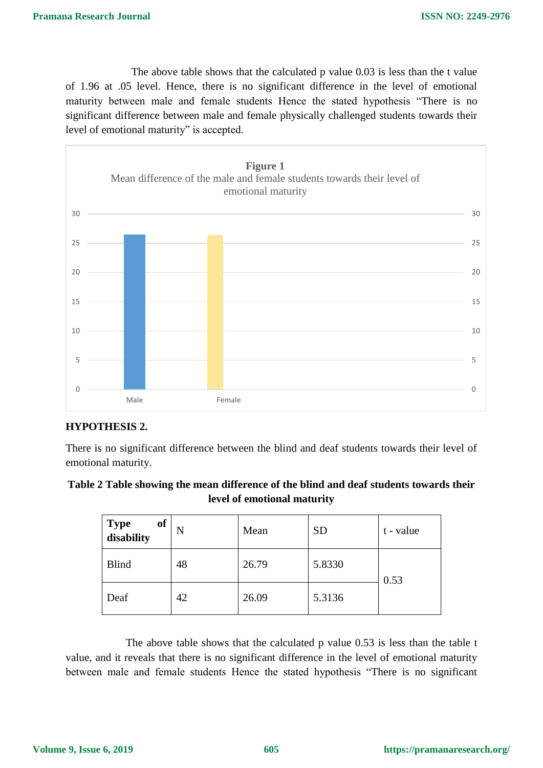The above table shows that the calculated p value 0.03 is less than the t value of 1.96 at .05 level. Hence, there is no significant difference in the level of emotional maturity between male and female students Hence the stated hypothesis "There is no significant difference between male and female physically challenged students towards their level of emotional maturity" is accepted.

**Figure 1**

Mean difference of the male and female students towards their level of emotional maturity

**HYPOTHESIS 2.**

There is no significant difference between the blind and deaf students towards their level of emotional maturity.

**Table 2 Table showing the mean difference of the blind and deaf students towards their level of emotional maturity**

| Type of disability | N | Mean | SD | t - value |
|---|---|---|---|---|
| Blind | 48 | 26.79 | 5.8330 | 0.53 |
| Deaf | 42 | 26.09 | 5.3136 | |

The above table shows that the calculated p value 0.53 is less than the table t value, and it reveals that there is no significant difference in the level of emotional maturity between male and female students Hence the stated hypothesis "There is no significant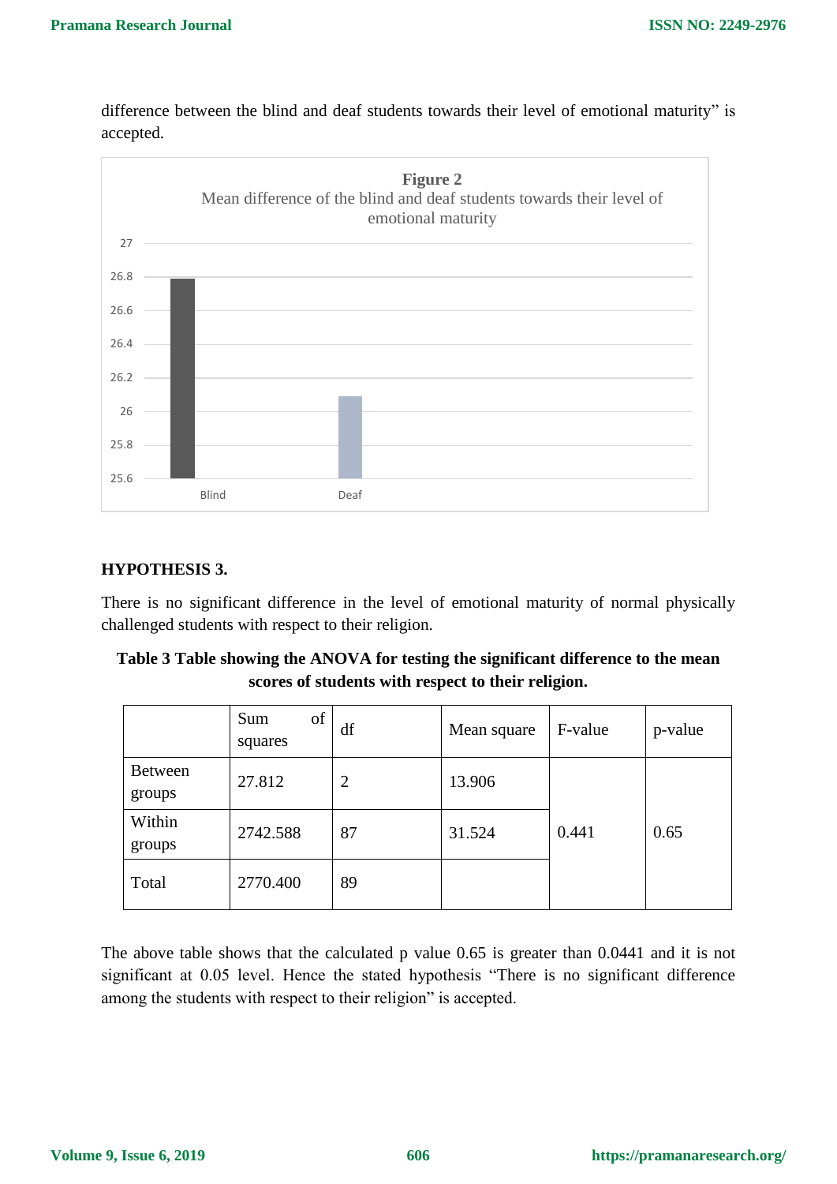difference between the blind and deaf students towards their level of emotional maturity" is accepted.

**Figure 2**
Mean difference of the blind and deaf students towards their level of emotional maturity

### HYPOTHESIS 3.

There is no significant difference in the level of emotional maturity of normal physically challenged students with respect to their religion.

**Table 3 Table showing the ANOVA for testing the significant difference to the mean scores of students with respect to their religion.**

| | Sum of squares | df | Mean square | F-value | p-value |
|---|---|---|---|---|---|
| Between groups | 27.812 | 2 | 13.906 | 0.441 | 0.65 |
| Within groups | 2742.588 | 87 | 31.524 | | |
| Total | 2770.400 | 89 | | | |

The above table shows that the calculated p value 0.65 is greater than 0.0441 and it is not significant at 0.05 level. Hence the stated hypothesis "There is no significant difference among the students with respect to their religion" is accepted.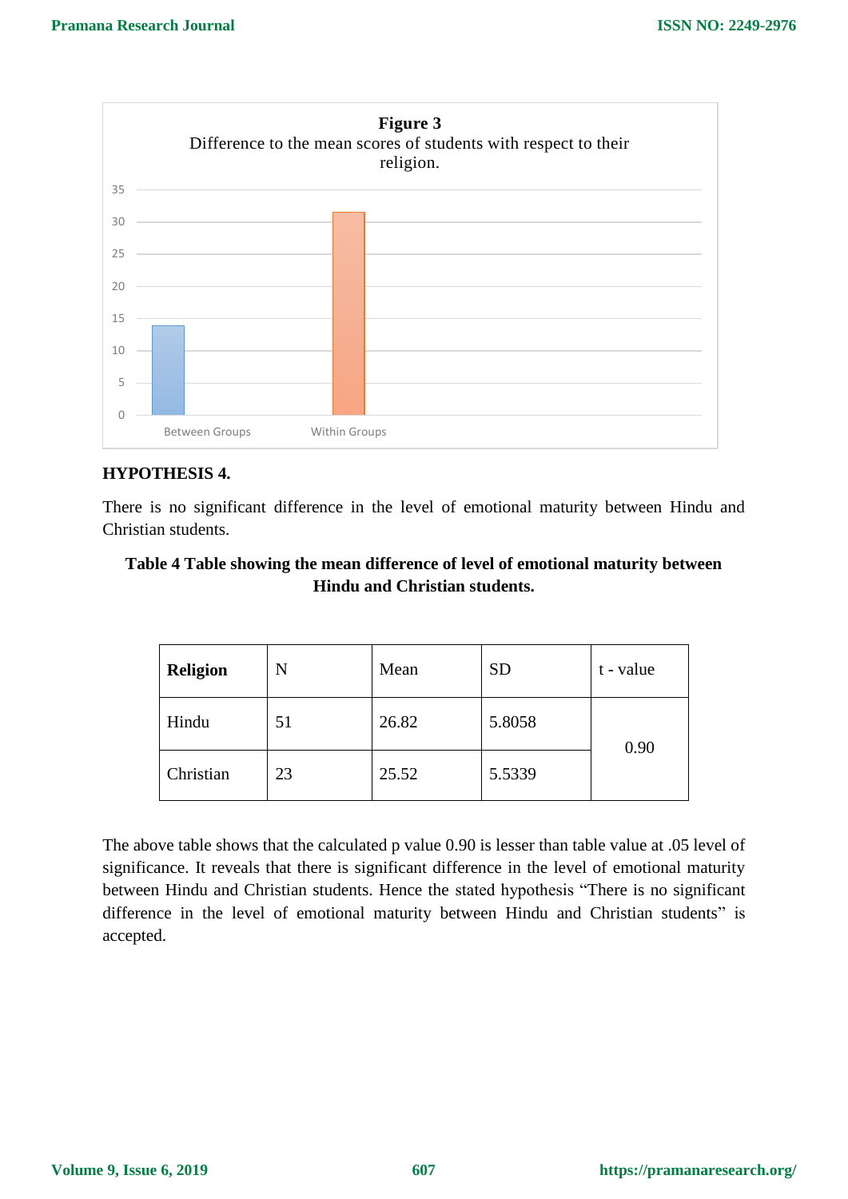**Figure 3**

Difference to the mean scores of students with respect to their religion.

| | Value |
|---|---|
| Between Groups | 14 |
| Within Groups | 31.5 |

### HYPOTHESIS 4.

There is no significant difference in the level of emotional maturity between Hindu and Christian students.

**Table 4 Table showing the mean difference of level of emotional maturity between Hindu and Christian students.**

| **Religion** | N | Mean | SD | t - value |
|---|---|---|---|---|
| Hindu | 51 | 26.82 | 5.8058 | 0.90 |
| Christian | 23 | 25.52 | 5.5339 | |

The above table shows that the calculated p value 0.90 is lesser than table value at .05 level of significance. It reveals that there is significant difference in the level of emotional maturity between Hindu and Christian students. Hence the stated hypothesis "There is no significant difference in the level of emotional maturity between Hindu and Christian students" is accepted.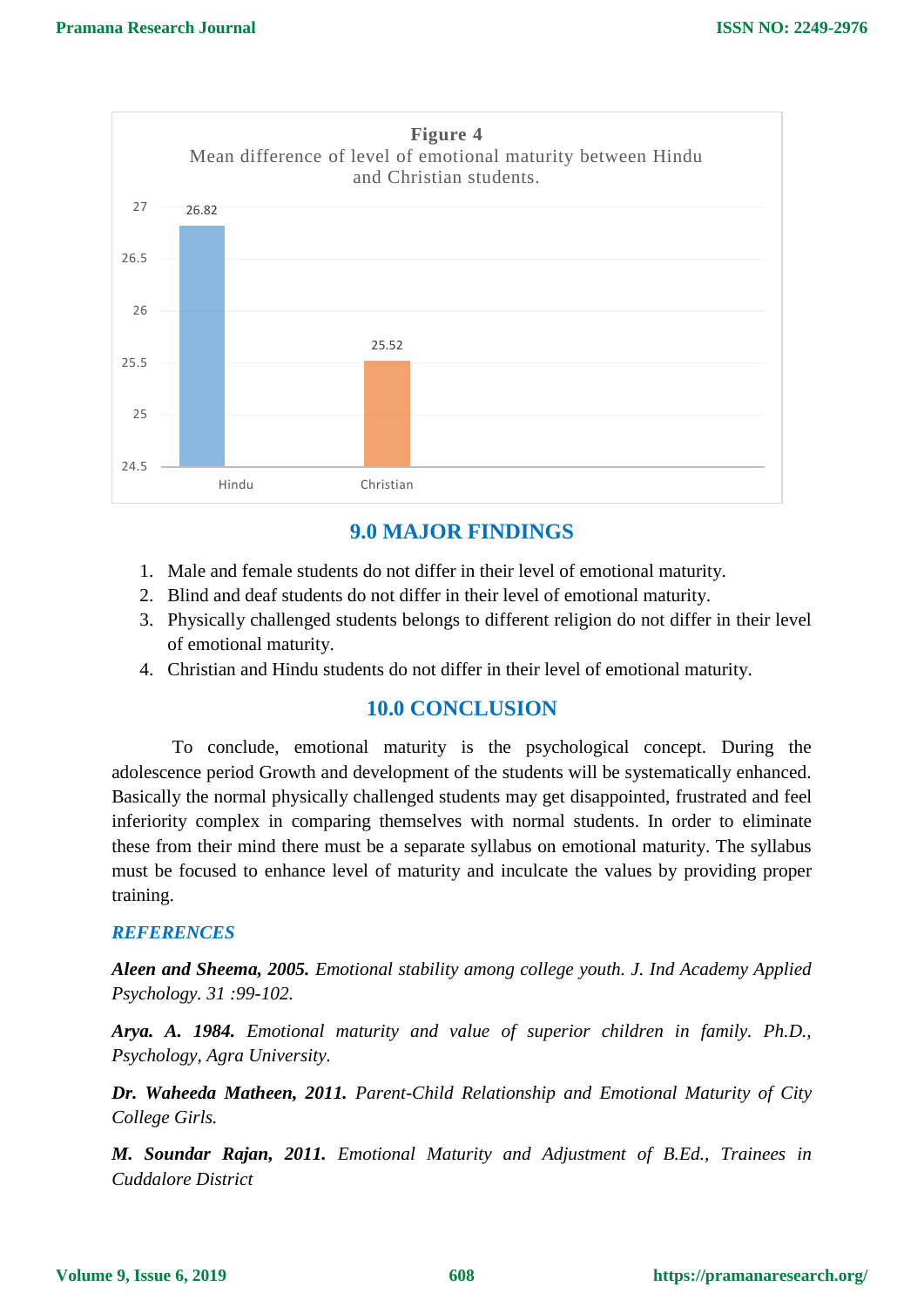**Figure 4**

Mean difference of level of emotional maturity between Hindu and Christian students.

27
26.5
26
25.5
25
24.5

26.82
25.52

Hindu
Christian

## 9.0 MAJOR FINDINGS

1. Male and female students do not differ in their level of emotional maturity.
2. Blind and deaf students do not differ in their level of emotional maturity.
3. Physically challenged students belongs to different religion do not differ in their level of emotional maturity.
4. Christian and Hindu students do not differ in their level of emotional maturity.

## 10.0 CONCLUSION

To conclude, emotional maturity is the psychological concept. During the adolescence period Growth and development of the students will be systematically enhanced. Basically the normal physically challenged students may get disappointed, frustrated and feel inferiority complex in comparing themselves with normal students. In order to eliminate these from their mind there must be a separate syllabus on emotional maturity. The syllabus must be focused to enhance level of maturity and inculcate the values by providing proper training.

### *REFERENCES*

***Aleen and Sheema, 2005.*** *Emotional stability among college youth. J. Ind Academy Applied Psychology. 31 :99-102.*

***Arya. A. 1984.*** *Emotional maturity and value of superior children in family. Ph.D., Psychology, Agra University.*

***Dr. Waheeda Matheen, 2011.*** *Parent-Child Relationship and Emotional Maturity of City College Girls.*

***M. Soundar Rajan, 2011.*** *Emotional Maturity and Adjustment of B.Ed., Trainees in Cuddalore District*